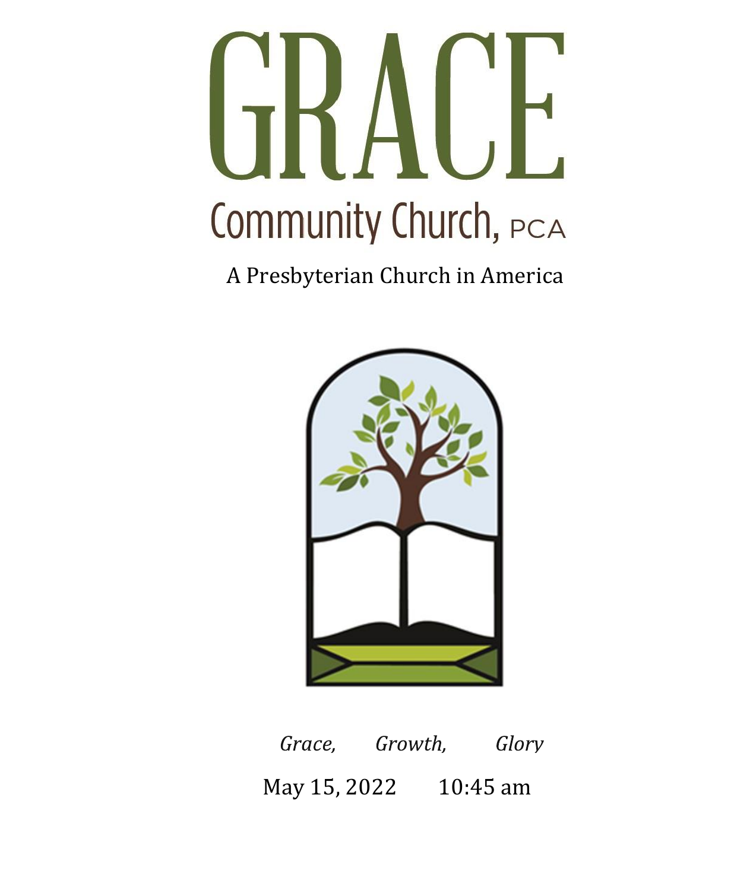# GRACE

## Community Church, PCA

A Presbyterian Church in America

*Grace, Growth, Glory*

May 15, 2022 10:45 am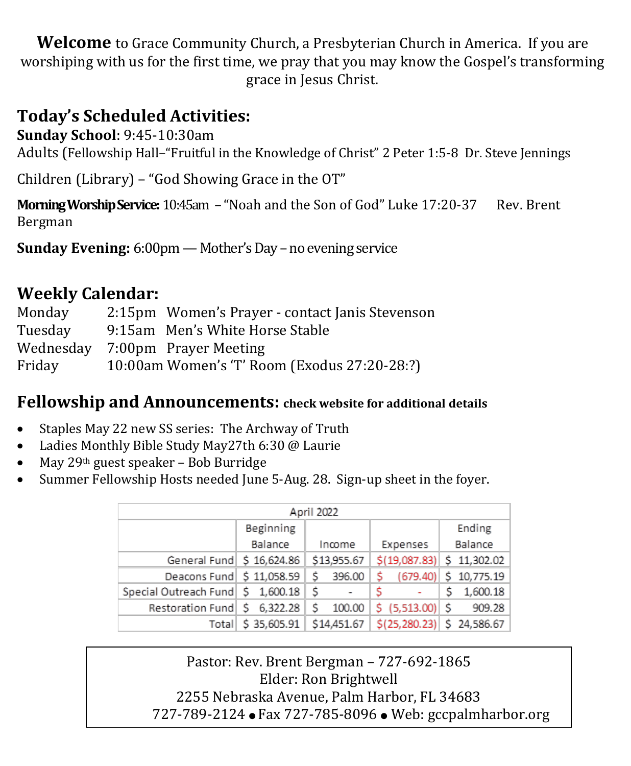**Welcome** to Grace Community Church, a Presbyterian Church in America. If you are worshiping with us for the first time, we pray that you may know the Gospel's transforming grace in Jesus Christ.

## Today's Scheduled Activities:

**Sunday School**: 9:45-10:30am

Adults (Fellowship Hall–"Fruitful in the Knowledge of Christ" 2 Peter 1:5-8 Dr. Steve Jennings

Children (Library) – "God Showing Grace in the OT"

**Morning Worship Service:** 10:45am – "Noah and the Son of God" Luke 17:20-37 Rev. Brent Bergman

**Sunday Evening:** 6:00pm — Mother's Day – no evening service

## Weekly Calendar:

Monday 2:15pm Women's Prayer - contact Janis Stevenson
Tuesday 9:15am Men's White Horse Stable
Wednesday 7:00pm Prayer Meeting
Friday 10:00am Women's 'T' Room (Exodus 27:20-28:?)

## Fellowship and Announcements: check website for additional details

- Staples May 22 new SS series: The Archway of Truth
- Ladies Monthly Bible Study May27th 6:30 @ Laurie
- May 29th guest speaker – Bob Burridge
- Summer Fellowship Hosts needed June 5-Aug. 28. Sign-up sheet in the foyer.

| April 2022 | | | | |
|---|---|---|---|---|
| | Beginning Balance | Income | Expenses | Ending Balance |
| General Fund | $ 16,624.86 | $13,955.67 | $(19,087.83) | $ 11,302.02 |
| Deacons Fund | $ 11,058.59 | $ 396.00 | $ (679.40) | $ 10,775.19 |
| Special Outreach Fund | $ 1,600.18 | $ - | $ - | $ 1,600.18 |
| Restoration Fund | $ 6,322.28 | $ 100.00 | $ (5,513.00) | $ 909.28 |
| Total | $ 35,605.91 | $14,451.67 | $(25,280.23) | $ 24,586.67 |

Pastor: Rev. Brent Bergman – 727-692-1865
Elder: Ron Brightwell
2255 Nebraska Avenue, Palm Harbor, FL 34683
727-789-2124 • Fax 727-785-8096 • Web: gccpalmharbor.org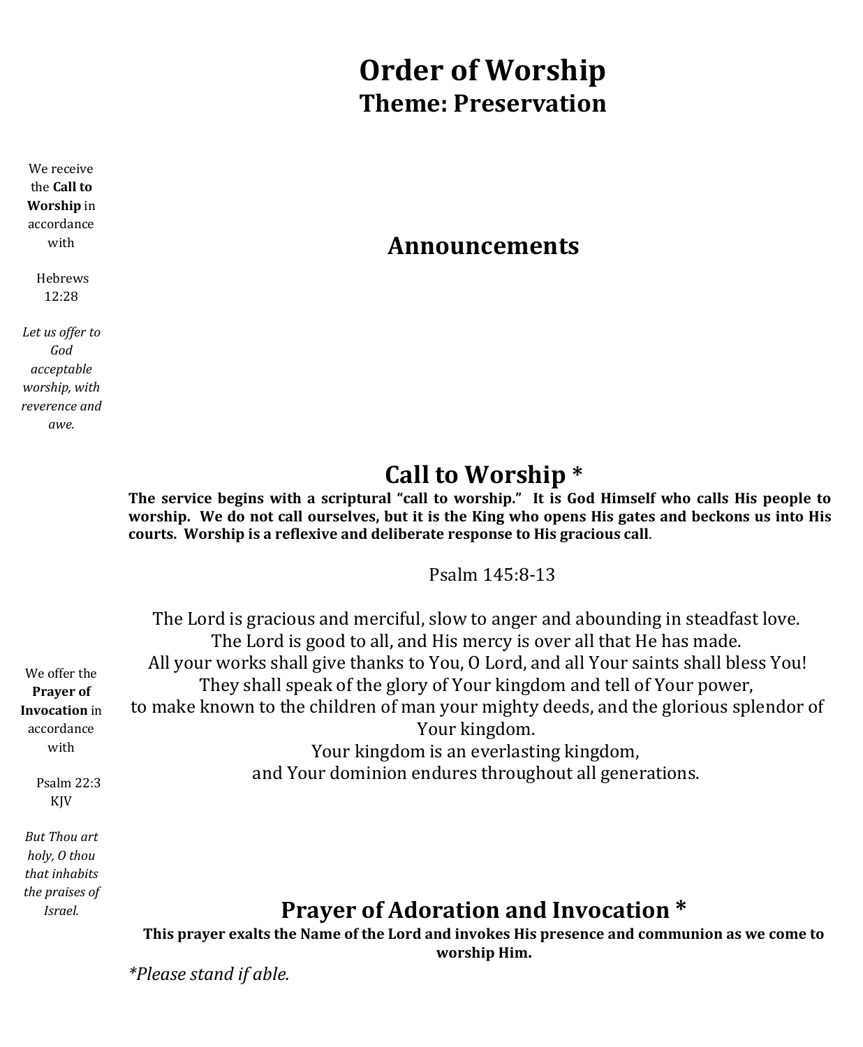# Order of Worship
## Theme: Preservation

We receive the **Call to Worship** in accordance with

Hebrews 12:28

*Let us offer to God acceptable worship, with reverence and awe.*

## Announcements

## Call to Worship *

**The service begins with a scriptural "call to worship." It is God Himself who calls His people to worship. We do not call ourselves, but it is the King who opens His gates and beckons us into His courts. Worship is a reflexive and deliberate response to His gracious call.**

Psalm 145:8-13

The Lord is gracious and merciful, slow to anger and abounding in steadfast love.
The Lord is good to all, and His mercy is over all that He has made.
All your works shall give thanks to You, O Lord, and all Your saints shall bless You!
They shall speak of the glory of Your kingdom and tell of Your power,
to make known to the children of man your mighty deeds, and the glorious splendor of Your kingdom.
Your kingdom is an everlasting kingdom,
and Your dominion endures throughout all generations.

We offer the **Prayer of Invocation** in accordance with

Psalm 22:3 KJV

*But Thou art holy, O thou that inhabits the praises of Israel.*

## Prayer of Adoration and Invocation *

**This prayer exalts the Name of the Lord and invokes His presence and communion as we come to worship Him.**

*Please stand if able.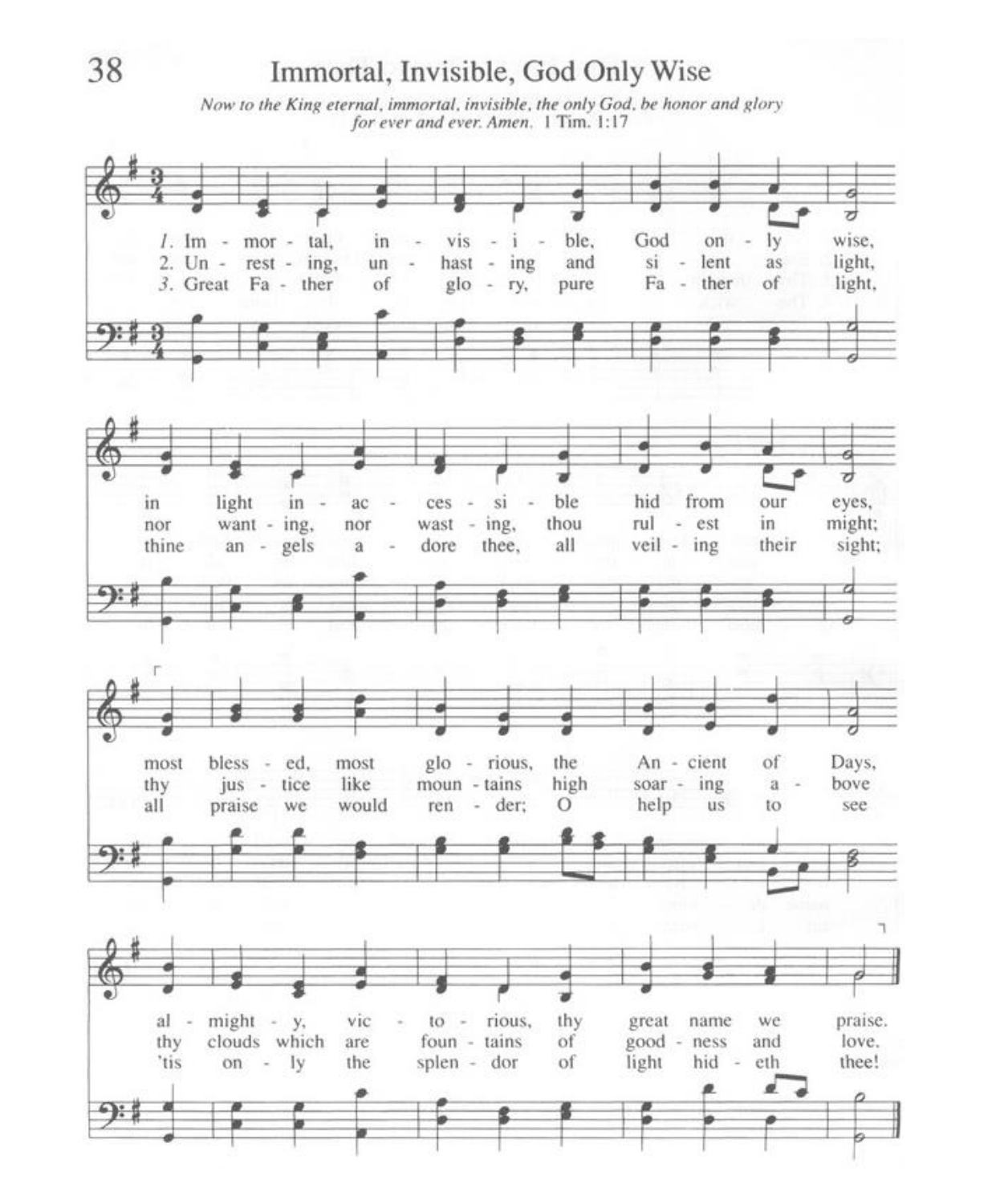# 38 Immortal, Invisible, God Only Wise

*Now to the King eternal, immortal, invisible, the only God, be honor and glory for ever and ever. Amen.* 1 Tim. 1:17

1. Immortal, invisible, God only wise,
in light inaccessible hid from our eyes,
most blessed, most glorious, the Ancient of Days,
almighty, victorious, thy great name we praise.

2. Unresting, unhasting and silent as light,
nor wanting, nor wasting, thou rulest in might;
thy justice like mountains high soaring above
thy clouds which are fountains of goodness and love.

3. Great Father of glory, pure Father of light,
thine angels adore thee, all veiling their sight;
all praise we would render; O help us to see
'tis only the splendor of light hideth thee!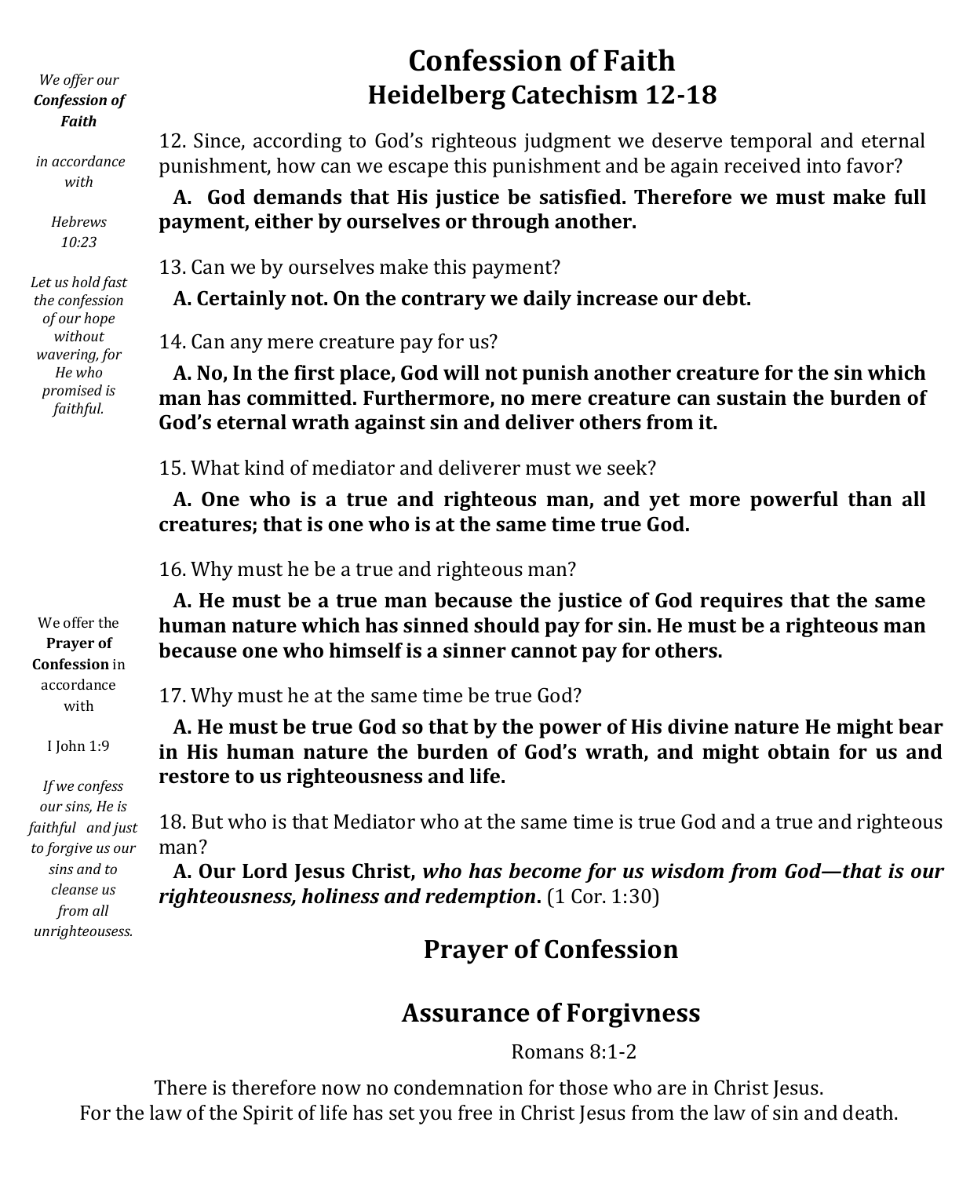*We offer our **Confession of Faith***

*in accordance with*

*Hebrews 10:23*

*Let us hold fast the confession of our hope without wavering, for He who promised is faithful.*

# Confession of Faith
## Heidelberg Catechism 12-18

12. Since, according to God's righteous judgment we deserve temporal and eternal punishment, how can we escape this punishment and be again received into favor?

**A. God demands that His justice be satisfied. Therefore we must make full payment, either by ourselves or through another.**

13. Can we by ourselves make this payment?

**A. Certainly not. On the contrary we daily increase our debt.**

14. Can any mere creature pay for us?

**A. No, In the first place, God will not punish another creature for the sin which man has committed. Furthermore, no mere creature can sustain the burden of God's eternal wrath against sin and deliver others from it.**

15. What kind of mediator and deliverer must we seek?

**A. One who is a true and righteous man, and yet more powerful than all creatures; that is one who is at the same time true God.**

16. Why must he be a true and righteous man?

**A. He must be a true man because the justice of God requires that the same human nature which has sinned should pay for sin. He must be a righteous man because one who himself is a sinner cannot pay for others.**

17. Why must he at the same time be true God?

**A. He must be true God so that by the power of His divine nature He might bear in His human nature the burden of God's wrath, and might obtain for us and restore to us righteousness and life.**

18. But who is that Mediator who at the same time is true God and a true and righteous man?

**A. Our Lord Jesus Christ, *who has become for us wisdom from God—that is our righteousness, holiness and redemption*.** (1 Cor. 1:30)

We offer the **Prayer of Confession** in accordance with

I John 1:9

*If we confess our sins, He is faithful and just to forgive us our sins and to cleanse us from all unrighteousess.*

## Prayer of Confession

## Assurance of Forgivness

Romans 8:1-2

There is therefore now no condemnation for those who are in Christ Jesus.
For the law of the Spirit of life has set you free in Christ Jesus from the law of sin and death.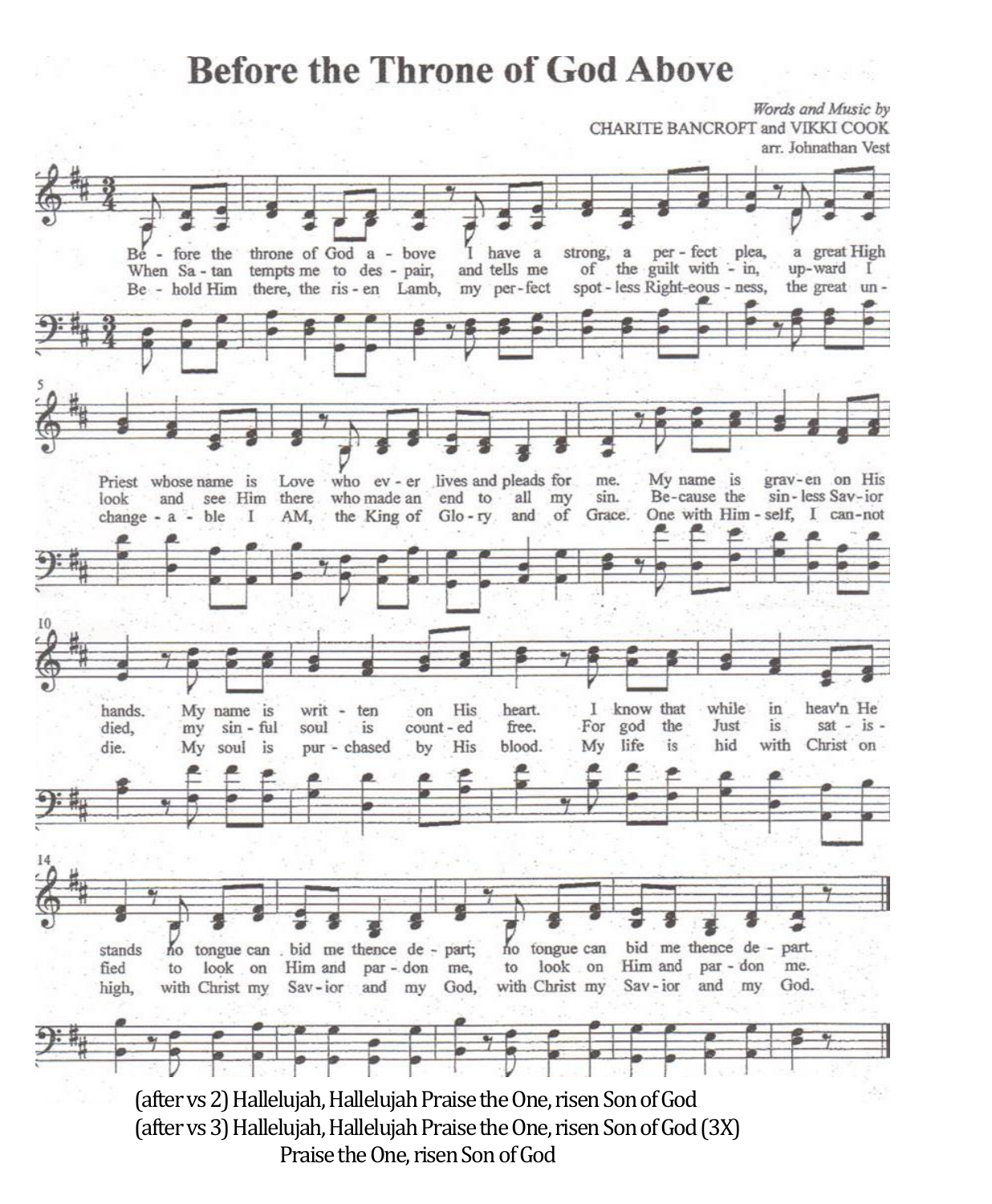# Before the Throne of God Above

*Words and Music by*
CHARITE BANCROFT and VIKKI COOK
arr. Johnathan Vest

1. Before the throne of God above I have a strong, a perfect plea, a great High Priest whose name is Love who ever lives and pleads for me. My name is graven on His hands. My name is written on His heart. I know that while in heav'n He stands no tongue can bid me thence depart; no tongue can bid me thence depart.

2. When Satan tempts me to despair, and tells me of the guilt within, upward I look and see Him there who made an end to all my sin. Because the sinless Savior died, my sinful soul is counted free. For god the Just is satisfied to look on Him and pardon me, to look on Him and pardon me.

3. Behold Him there, the risen Lamb, my perfect spotless Righteousness, the great unchangeable I AM, the King of Glory and of Grace. One with Himself, I cannot die. My soul is purchased by His blood. My life is hid with Christ on high, with Christ my Savior and my God, with Christ my Savior and my God.

(after vs 2) Hallelujah, Hallelujah Praise the One, risen Son of God
(after vs 3) Hallelujah, Hallelujah Praise the One, risen Son of God (3X)
Praise the One, risen Son of God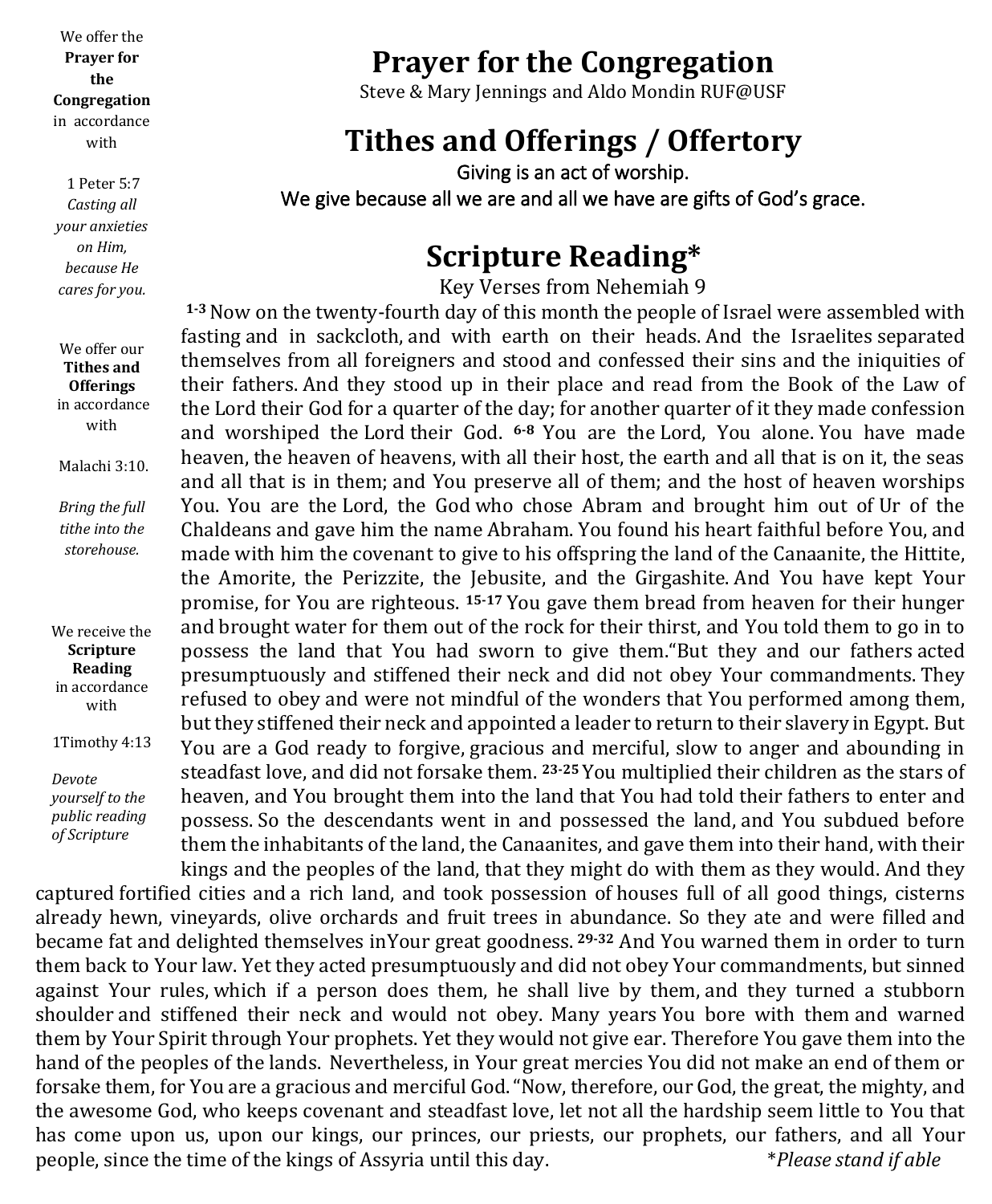We offer the **Prayer for the Congregation** in accordance with

1 Peter 5:7
*Casting all your anxieties on Him, because He cares for you.*

# Prayer for the Congregation

Steve & Mary Jennings and Aldo Mondin RUF@USF

We offer our **Tithes and Offerings** in accordance with

Malachi 3:10.

*Bring the full tithe into the storehouse.*

# Tithes and Offerings / Offertory

Giving is an act of worship.
We give because all we are and all we have are gifts of God's grace.

We receive the **Scripture Reading** in accordance with

1Timothy 4:13

*Devote yourself to the public reading of Scripture*

# Scripture Reading*

Key Verses from Nehemiah 9

[1-3] Now on the twenty-fourth day of this month the people of Israel were assembled with fasting and in sackcloth, and with earth on their heads. And the Israelites separated themselves from all foreigners and stood and confessed their sins and the iniquities of their fathers. And they stood up in their place and read from the Book of the Law of the Lord their God for a quarter of the day; for another quarter of it they made confession and worshiped the Lord their God. [6-8] You are the Lord, You alone. You have made heaven, the heaven of heavens, with all their host, the earth and all that is on it, the seas and all that is in them; and You preserve all of them; and the host of heaven worships You. You are the Lord, the God who chose Abram and brought him out of Ur of the Chaldeans and gave him the name Abraham. You found his heart faithful before You, and made with him the covenant to give to his offspring the land of the Canaanite, the Hittite, the Amorite, the Perizzite, the Jebusite, and the Girgashite. And You have kept Your promise, for You are righteous. [15-17] You gave them bread from heaven for their hunger and brought water for them out of the rock for their thirst, and You told them to go in to possess the land that You had sworn to give them."But they and our fathers acted presumptuously and stiffened their neck and did not obey Your commandments. They refused to obey and were not mindful of the wonders that You performed among them, but they stiffened their neck and appointed a leader to return to their slavery in Egypt. But You are a God ready to forgive, gracious and merciful, slow to anger and abounding in steadfast love, and did not forsake them. [23-25] You multiplied their children as the stars of heaven, and You brought them into the land that You had told their fathers to enter and possess. So the descendants went in and possessed the land, and You subdued before them the inhabitants of the land, the Canaanites, and gave them into their hand, with their kings and the peoples of the land, that they might do with them as they would. And they captured fortified cities and a rich land, and took possession of houses full of all good things, cisterns already hewn, vineyards, olive orchards and fruit trees in abundance. So they ate and were filled and became fat and delighted themselves inYour great goodness. [29-32] And You warned them in order to turn them back to Your law. Yet they acted presumptuously and did not obey Your commandments, but sinned against Your rules, which if a person does them, he shall live by them, and they turned a stubborn shoulder and stiffened their neck and would not obey. Many years You bore with them and warned them by Your Spirit through Your prophets. Yet they would not give ear. Therefore You gave them into the hand of the peoples of the lands. Nevertheless, in Your great mercies You did not make an end of them or forsake them, for You are a gracious and merciful God. "Now, therefore, our God, the great, the mighty, and the awesome God, who keeps covenant and steadfast love, let not all the hardship seem little to You that has come upon us, upon our kings, our princes, our priests, our prophets, our fathers, and all Your people, since the time of the kings of Assyria until this day.

**Please stand if able*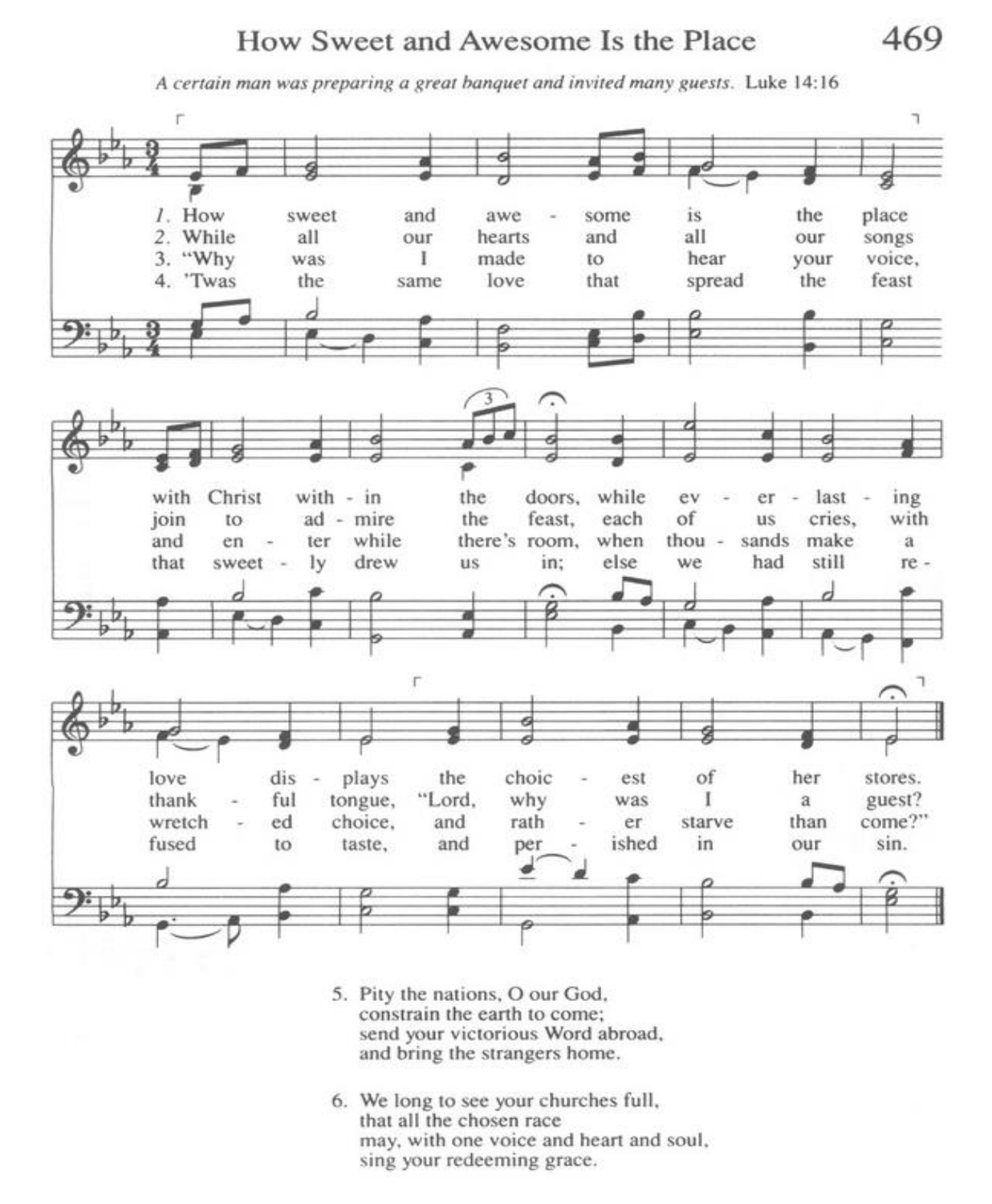# How Sweet and Awesome Is the Place

*A certain man was preparing a great banquet and invited many guests.* Luke 14:16

1. How sweet and awesome is the place
with Christ within the doors,
while everlasting love displays
the choicest of her stores.

2. While all our hearts and all our songs
join to admire the feast,
each of us cries, with thankful tongue,
"Lord, why was I a guest?

3. "Why was I made to hear your voice,
and enter while there's room,
when thousands make a wretched choice,
and rather starve than come?"

4. 'Twas the same love that spread the feast
that sweetly drew us in;
else we had still refused to taste,
and perished in our sin.

5. Pity the nations, O our God,
constrain the earth to come;
send your victorious Word abroad,
and bring the strangers home.

6. We long to see your churches full,
that all the chosen race
may, with one voice and heart and soul,
sing your redeeming grace.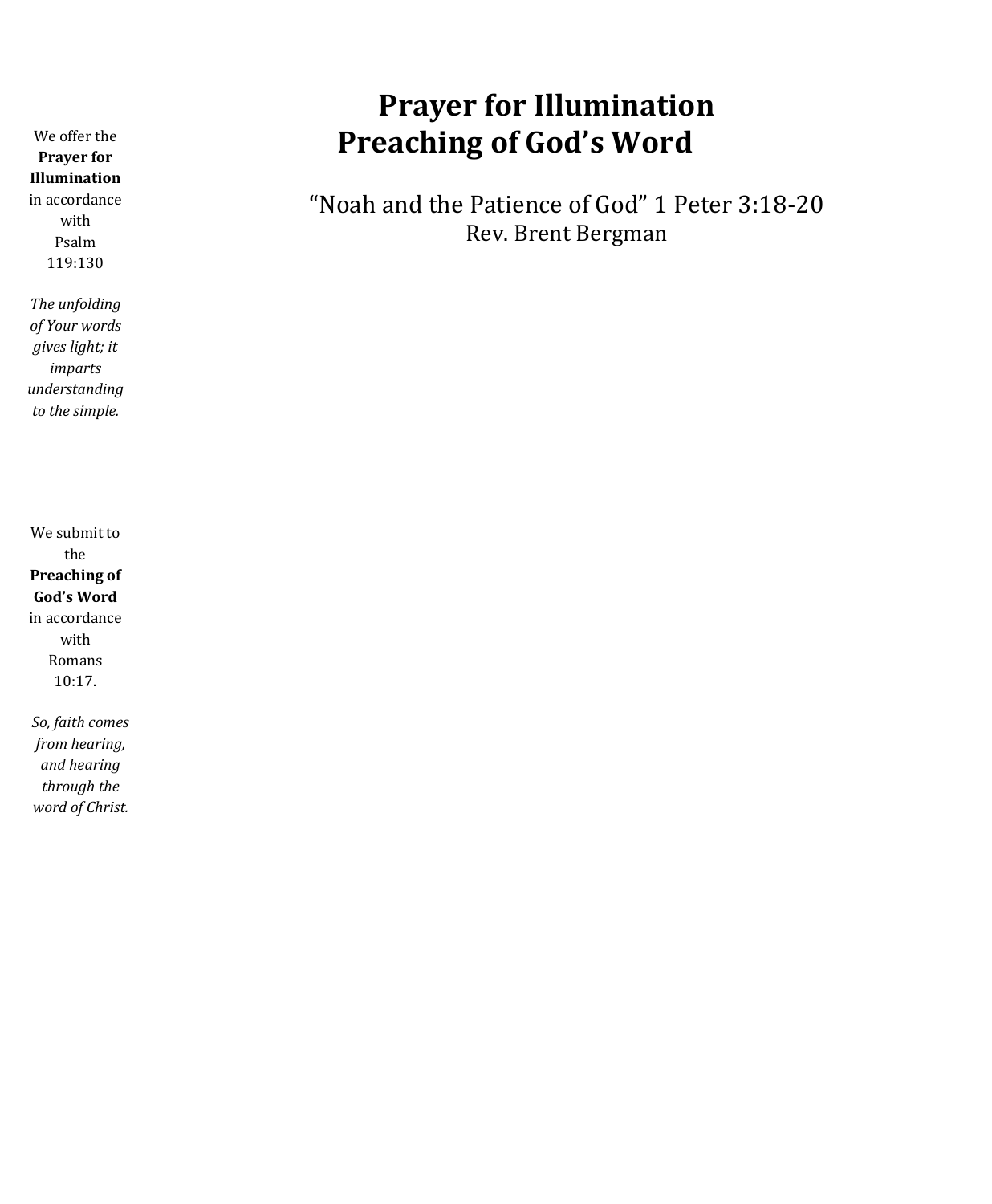# Prayer for Illumination

# Preaching of God's Word

"Noah and the Patience of God" 1 Peter 3:18-20

Rev. Brent Bergman

We offer the **Prayer for Illumination** in accordance with Psalm 119:130

*The unfolding of Your words gives light; it imparts understanding to the simple.*

We submit to the **Preaching of God's Word** in accordance with Romans 10:17.

*So, faith comes from hearing, and hearing through the word of Christ.*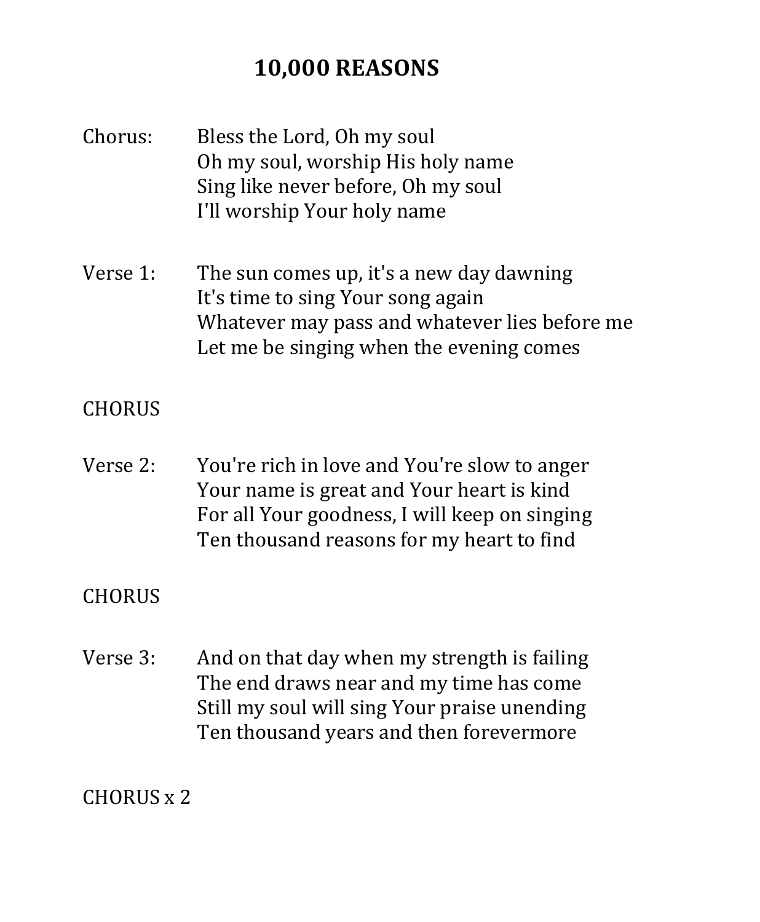# 10,000 REASONS

Chorus: Bless the Lord, Oh my soul
Oh my soul, worship His holy name
Sing like never before, Oh my soul
I'll worship Your holy name

Verse 1: The sun comes up, it's a new day dawning
It's time to sing Your song again
Whatever may pass and whatever lies before me
Let me be singing when the evening comes

CHORUS

Verse 2: You're rich in love and You're slow to anger
Your name is great and Your heart is kind
For all Your goodness, I will keep on singing
Ten thousand reasons for my heart to find

CHORUS

Verse 3: And on that day when my strength is failing
The end draws near and my time has come
Still my soul will sing Your praise unending
Ten thousand years and then forevermore

CHORUS x 2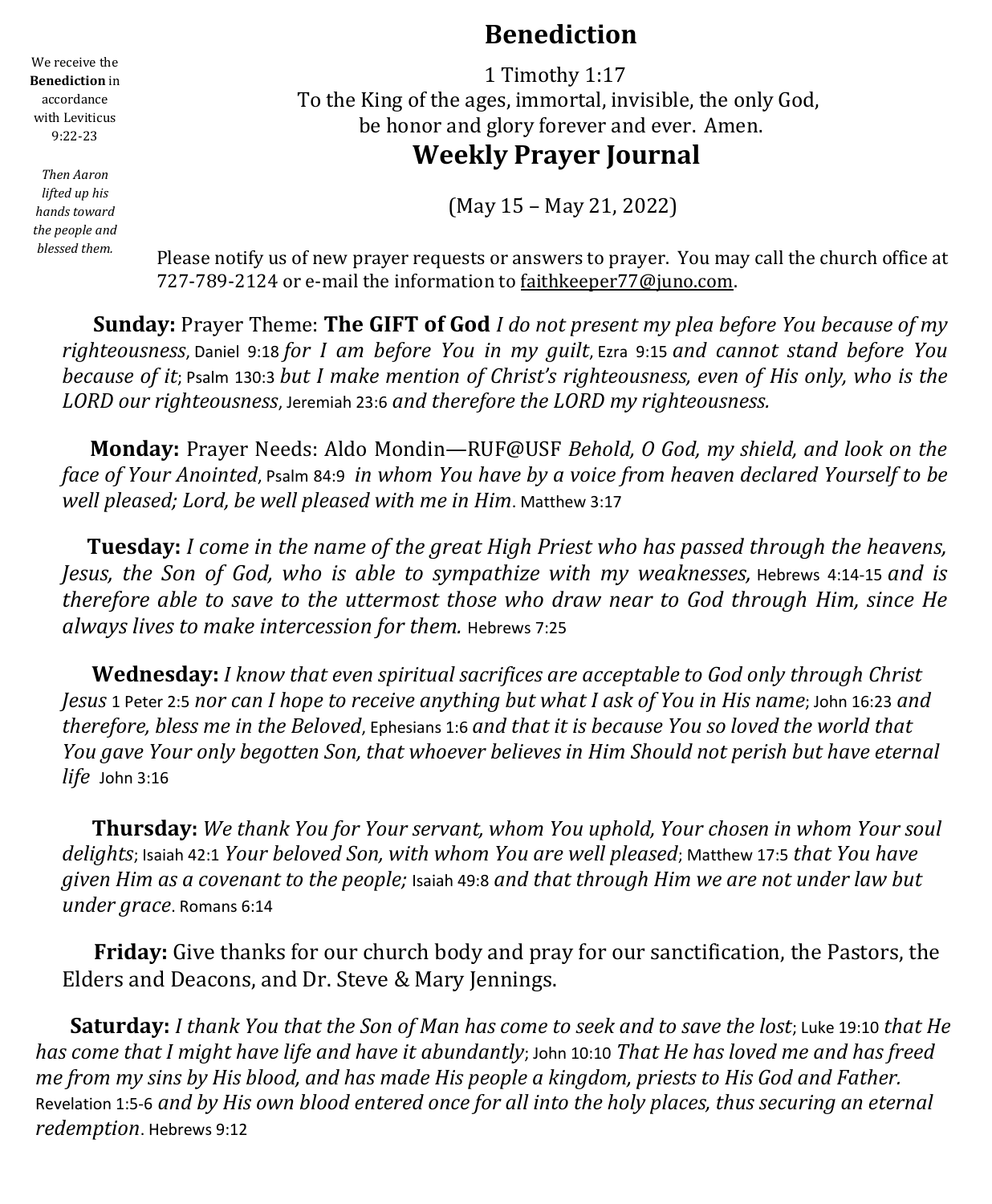We receive the **Benediction** in accordance with Leviticus 9:22-23

*Then Aaron lifted up his hands toward the people and blessed them.*

## Benediction

1 Timothy 1:17
To the King of the ages, immortal, invisible, the only God,
be honor and glory forever and ever. Amen.

## Weekly Prayer Journal

(May 15 – May 21, 2022)

Please notify us of new prayer requests or answers to prayer. You may call the church office at 727-789-2124 or e-mail the information to faithkeeper77@juno.com.

**Sunday:** Prayer Theme: **The GIFT of God** *I do not present my plea before You because of my righteousness*, Daniel 9:18 *for I am before You in my guilt*, Ezra 9:15 *and cannot stand before You because of it*; Psalm 130:3 *but I make mention of Christ's righteousness, even of His only, who is the LORD our righteousness*, Jeremiah 23:6 *and therefore the LORD my righteousness.*

**Monday:** Prayer Needs: Aldo Mondin—RUF@USF *Behold, O God, my shield, and look on the face of Your Anointed*, Psalm 84:9 *in whom You have by a voice from heaven declared Yourself to be well pleased; Lord, be well pleased with me in Him*. Matthew 3:17

**Tuesday:** *I come in the name of the great High Priest who has passed through the heavens, Jesus, the Son of God, who is able to sympathize with my weaknesses,* Hebrews 4:14-15 *and is therefore able to save to the uttermost those who draw near to God through Him, since He always lives to make intercession for them.* Hebrews 7:25

**Wednesday:** *I know that even spiritual sacrifices are acceptable to God only through Christ Jesus* 1 Peter 2:5 *nor can I hope to receive anything but what I ask of You in His name*; John 16:23 *and therefore, bless me in the Beloved*, Ephesians 1:6 *and that it is because You so loved the world that You gave Your only begotten Son, that whoever believes in Him Should not perish but have eternal life* John 3:16

**Thursday:** *We thank You for Your servant, whom You uphold, Your chosen in whom Your soul delights*; Isaiah 42:1 *Your beloved Son, with whom You are well pleased*; Matthew 17:5 *that You have given Him as a covenant to the people;* Isaiah 49:8 *and that through Him we are not under law but under grace*. Romans 6:14

**Friday:** Give thanks for our church body and pray for our sanctification, the Pastors, the Elders and Deacons, and Dr. Steve & Mary Jennings.

**Saturday:** *I thank You that the Son of Man has come to seek and to save the lost*; Luke 19:10 *that He has come that I might have life and have it abundantly*; John 10:10 *That He has loved me and has freed me from my sins by His blood, and has made His people a kingdom, priests to His God and Father.* Revelation 1:5-6 *and by His own blood entered once for all into the holy places, thus securing an eternal redemption*. Hebrews 9:12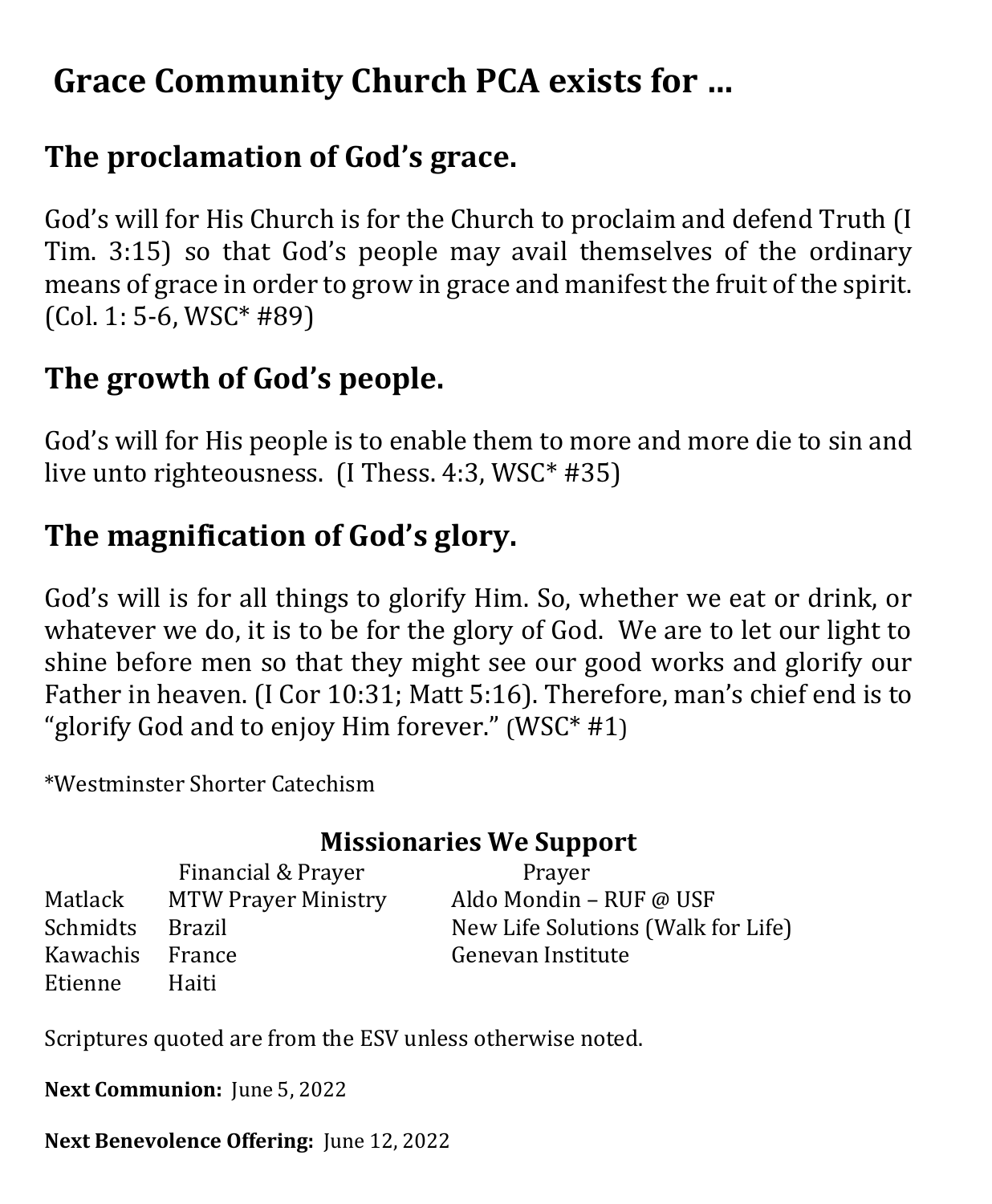# Grace Community Church PCA exists for …

## The proclamation of God's grace.

God's will for His Church is for the Church to proclaim and defend Truth (I Tim. 3:15) so that God's people may avail themselves of the ordinary means of grace in order to grow in grace and manifest the fruit of the spirit. (Col. 1: 5-6, WSC* #89)

## The growth of God's people.

God's will for His people is to enable them to more and more die to sin and live unto righteousness. (I Thess. 4:3, WSC* #35)

## The magnification of God's glory.

God's will is for all things to glorify Him. So, whether we eat or drink, or whatever we do, it is to be for the glory of God. We are to let our light to shine before men so that they might see our good works and glorify our Father in heaven. (I Cor 10:31; Matt 5:16). Therefore, man's chief end is to "glorify God and to enjoy Him forever." (WSC* #1)

*Westminster Shorter Catechism

**Missionaries We Support**

| | Financial & Prayer | Prayer |
|---|---|---|
| Matlack | MTW Prayer Ministry | Aldo Mondin – RUF @ USF |
| Schmidts | Brazil | New Life Solutions (Walk for Life) |
| Kawachis | France | Genevan Institute |
| Etienne | Haiti | |

Scriptures quoted are from the ESV unless otherwise noted.

**Next Communion:** June 5, 2022

**Next Benevolence Offering:** June 12, 2022